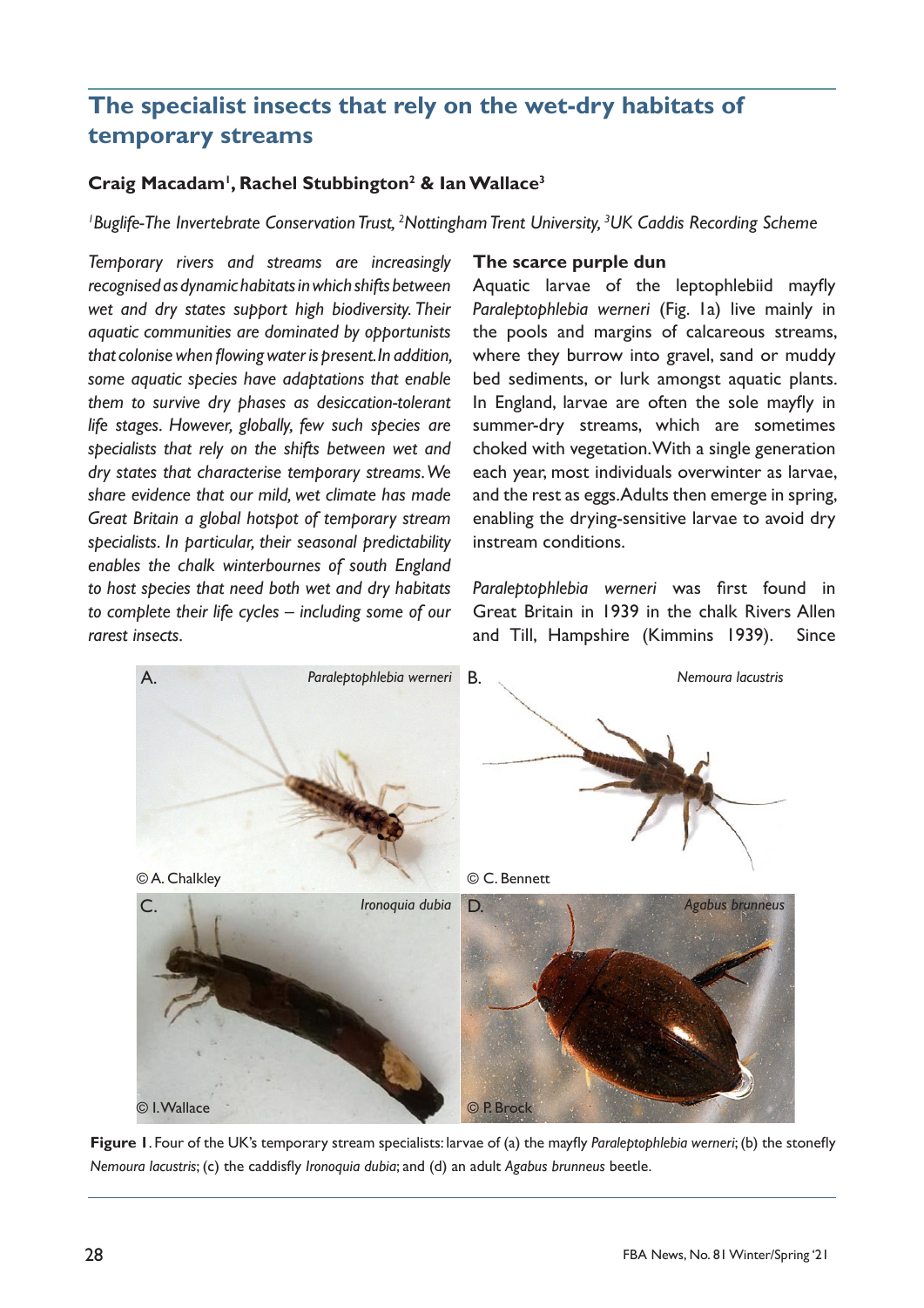# The specialist insects that rely on the wet-dry habitats of temporary streams

**Craig Macadam[1], Rachel Stubbington[2] & Ian Wallace[3]**

*[1]Buglife-The Invertebrate Conservation Trust, [2]Nottingham Trent University, [3]UK Caddis Recording Scheme*

*Temporary rivers and streams are increasingly recognised as dynamic habitats in which shifts between wet and dry states support high biodiversity. Their aquatic communities are dominated by opportunists that colonise when flowing water is present. In addition, some aquatic species have adaptations that enable them to survive dry phases as desiccation-tolerant life stages. However, globally, few such species are specialists that rely on the shifts between wet and dry states that characterise temporary streams. We share evidence that our mild, wet climate has made Great Britain a global hotspot of temporary stream specialists. In particular, their seasonal predictability enables the chalk winterbournes of south England to host species that need both wet and dry habitats to complete their life cycles – including some of our rarest insects.*

## The scarce purple dun

Aquatic larvae of the leptophlebiid mayfly *Paraleptophlebia werneri* (Fig. 1a) live mainly in the pools and margins of calcareous streams, where they burrow into gravel, sand or muddy bed sediments, or lurk amongst aquatic plants. In England, larvae are often the sole mayfly in summer-dry streams, which are sometimes choked with vegetation. With a single generation each year, most individuals overwinter as larvae, and the rest as eggs. Adults then emerge in spring, enabling the drying-sensitive larvae to avoid dry instream conditions.

*Paraleptophlebia werneri* was first found in Great Britain in 1939 in the chalk Rivers Allen and Till, Hampshire (Kimmins 1939). Since

**Figure 1**. Four of the UK's temporary stream specialists: larvae of (a) the mayfly *Paraleptophlebia werneri*; (b) the stonefly *Nemoura lacustris*; (c) the caddisfly *Ironoquia dubia*; and (d) an adult *Agabus brunneus* beetle.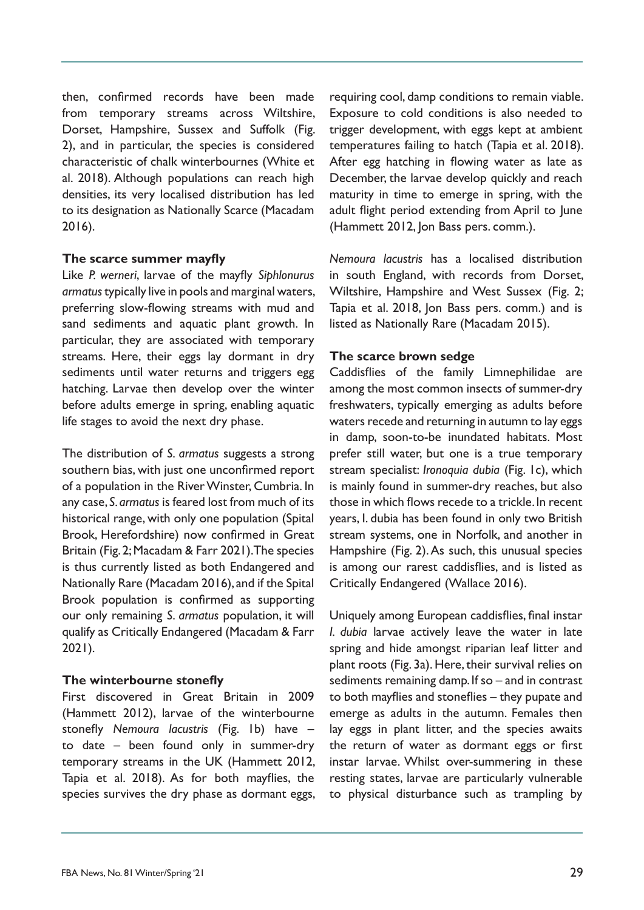then, confirmed records have been made from temporary streams across Wiltshire, Dorset, Hampshire, Sussex and Suffolk (Fig. 2), and in particular, the species is considered characteristic of chalk winterbournes (White et al. 2018). Although populations can reach high densities, its very localised distribution has led to its designation as Nationally Scarce (Macadam 2016).

**The scarce summer mayfly**

Like *P. werneri*, larvae of the mayfly *Siphlonurus armatus* typically live in pools and marginal waters, preferring slow-flowing streams with mud and sand sediments and aquatic plant growth. In particular, they are associated with temporary streams. Here, their eggs lay dormant in dry sediments until water returns and triggers egg hatching. Larvae then develop over the winter before adults emerge in spring, enabling aquatic life stages to avoid the next dry phase.

The distribution of *S. armatus* suggests a strong southern bias, with just one unconfirmed report of a population in the River Winster, Cumbria. In any case, *S. armatus* is feared lost from much of its historical range, with only one population (Spital Brook, Herefordshire) now confirmed in Great Britain (Fig. 2; Macadam & Farr 2021). The species is thus currently listed as both Endangered and Nationally Rare (Macadam 2016), and if the Spital Brook population is confirmed as supporting our only remaining *S. armatus* population, it will qualify as Critically Endangered (Macadam & Farr 2021).

**The winterbourne stonefly**

First discovered in Great Britain in 2009 (Hammett 2012), larvae of the winterbourne stonefly *Nemoura lacustris* (Fig. 1b) have – to date – been found only in summer-dry temporary streams in the UK (Hammett 2012, Tapia et al. 2018). As for both mayflies, the species survives the dry phase as dormant eggs, requiring cool, damp conditions to remain viable. Exposure to cold conditions is also needed to trigger development, with eggs kept at ambient temperatures failing to hatch (Tapia et al. 2018). After egg hatching in flowing water as late as December, the larvae develop quickly and reach maturity in time to emerge in spring, with the adult flight period extending from April to June (Hammett 2012, Jon Bass pers. comm.).

*Nemoura lacustris* has a localised distribution in south England, with records from Dorset, Wiltshire, Hampshire and West Sussex (Fig. 2; Tapia et al. 2018, Jon Bass pers. comm.) and is listed as Nationally Rare (Macadam 2015).

**The scarce brown sedge**

Caddisflies of the family Limnephilidae are among the most common insects of summer-dry freshwaters, typically emerging as adults before waters recede and returning in autumn to lay eggs in damp, soon-to-be inundated habitats. Most prefer still water, but one is a true temporary stream specialist: *Ironoquia dubia* (Fig. 1c), which is mainly found in summer-dry reaches, but also those in which flows recede to a trickle. In recent years, I. dubia has been found in only two British stream systems, one in Norfolk, and another in Hampshire (Fig. 2). As such, this unusual species is among our rarest caddisflies, and is listed as Critically Endangered (Wallace 2016).

Uniquely among European caddisflies, final instar *I. dubia* larvae actively leave the water in late spring and hide amongst riparian leaf litter and plant roots (Fig. 3a). Here, their survival relies on sediments remaining damp. If so – and in contrast to both mayflies and stoneflies – they pupate and emerge as adults in the autumn. Females then lay eggs in plant litter, and the species awaits the return of water as dormant eggs or first instar larvae. Whilst over-summering in these resting states, larvae are particularly vulnerable to physical disturbance such as trampling by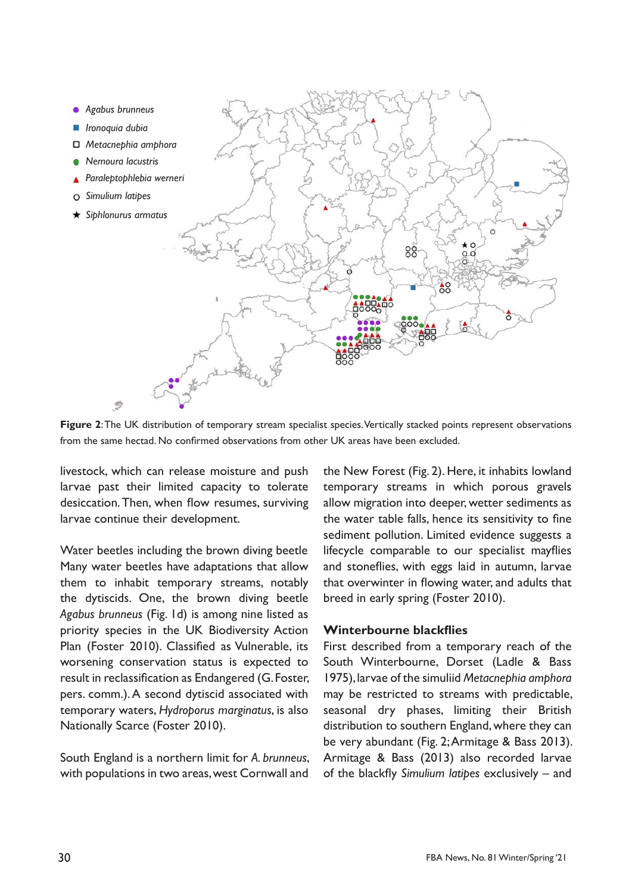**Figure 2**: The UK distribution of temporary stream specialist species. Vertically stacked points represent observations from the same hectad. No confirmed observations from other UK areas have been excluded.

livestock, which can release moisture and push larvae past their limited capacity to tolerate desiccation. Then, when flow resumes, surviving larvae continue their development.

### Water beetles including the brown diving beetle

Many water beetles have adaptations that allow them to inhabit temporary streams, notably the dytiscids. One, the brown diving beetle *Agabus brunneus* (Fig. 1d) is among nine listed as priority species in the UK Biodiversity Action Plan (Foster 2010). Classified as Vulnerable, its worsening conservation status is expected to result in reclassification as Endangered (G. Foster, pers. comm.). A second dytiscid associated with temporary waters, *Hydroporus marginatus*, is also Nationally Scarce (Foster 2010).

South England is a northern limit for *A. brunneus*, with populations in two areas, west Cornwall and the New Forest (Fig. 2). Here, it inhabits lowland temporary streams in which porous gravels allow migration into deeper, wetter sediments as the water table falls, hence its sensitivity to fine sediment pollution. Limited evidence suggests a lifecycle comparable to our specialist mayflies and stoneflies, with eggs laid in autumn, larvae that overwinter in flowing water, and adults that breed in early spring (Foster 2010).

### Winterbourne blackflies

First described from a temporary reach of the South Winterbourne, Dorset (Ladle & Bass 1975), larvae of the simuliid *Metacnephia amphora* may be restricted to streams with predictable, seasonal dry phases, limiting their British distribution to southern England, where they can be very abundant (Fig. 2; Armitage & Bass 2013). Armitage & Bass (2013) also recorded larvae of the blackfly *Simulium latipes* exclusively – and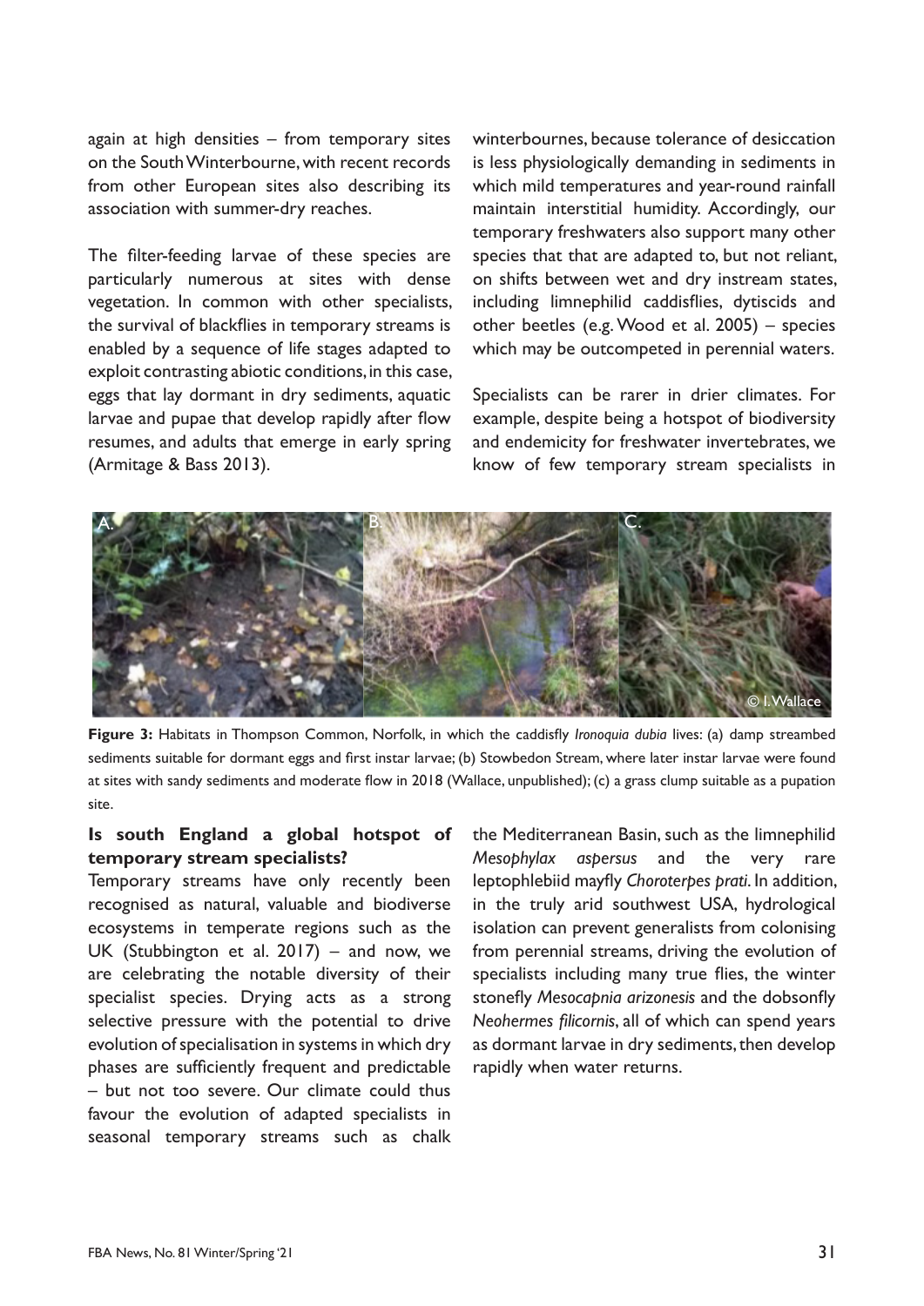again at high densities – from temporary sites on the South Winterbourne, with recent records from other European sites also describing its association with summer-dry reaches.

The filter-feeding larvae of these species are particularly numerous at sites with dense vegetation. In common with other specialists, the survival of blackflies in temporary streams is enabled by a sequence of life stages adapted to exploit contrasting abiotic conditions, in this case, eggs that lay dormant in dry sediments, aquatic larvae and pupae that develop rapidly after flow resumes, and adults that emerge in early spring (Armitage & Bass 2013).

winterbournes, because tolerance of desiccation is less physiologically demanding in sediments in which mild temperatures and year-round rainfall maintain interstitial humidity. Accordingly, our temporary freshwaters also support many other species that that are adapted to, but not reliant, on shifts between wet and dry instream states, including limnephilid caddisflies, dytiscids and other beetles (e.g. Wood et al. 2005) – species which may be outcompeted in perennial waters.

Specialists can be rarer in drier climates. For example, despite being a hotspot of biodiversity and endemicity for freshwater invertebrates, we know of few temporary stream specialists in the Mediterranean Basin, such as the limnephilid *Mesophylax aspersus* and the very rare leptophlebiid mayfly *Choroterpes prati*. In addition, in the truly arid southwest USA, hydrological isolation can prevent generalists from colonising from perennial streams, driving the evolution of specialists including many true flies, the winter stonefly *Mesocapnia arizonesis* and the dobsonfly *Neohermes filicornis*, all of which can spend years as dormant larvae in dry sediments, then develop rapidly when water returns.

**Figure 3:** Habitats in Thompson Common, Norfolk, in which the caddisfly *Ironoquia dubia* lives: (a) damp streambed sediments suitable for dormant eggs and first instar larvae; (b) Stowbedon Stream, where later instar larvae were found at sites with sandy sediments and moderate flow in 2018 (Wallace, unpublished); (c) a grass clump suitable as a pupation site.

## Is south England a global hotspot of temporary stream specialists?

Temporary streams have only recently been recognised as natural, valuable and biodiverse ecosystems in temperate regions such as the UK (Stubbington et al. 2017) – and now, we are celebrating the notable diversity of their specialist species. Drying acts as a strong selective pressure with the potential to drive evolution of specialisation in systems in which dry phases are sufficiently frequent and predictable – but not too severe. Our climate could thus favour the evolution of adapted specialists in seasonal temporary streams such as chalk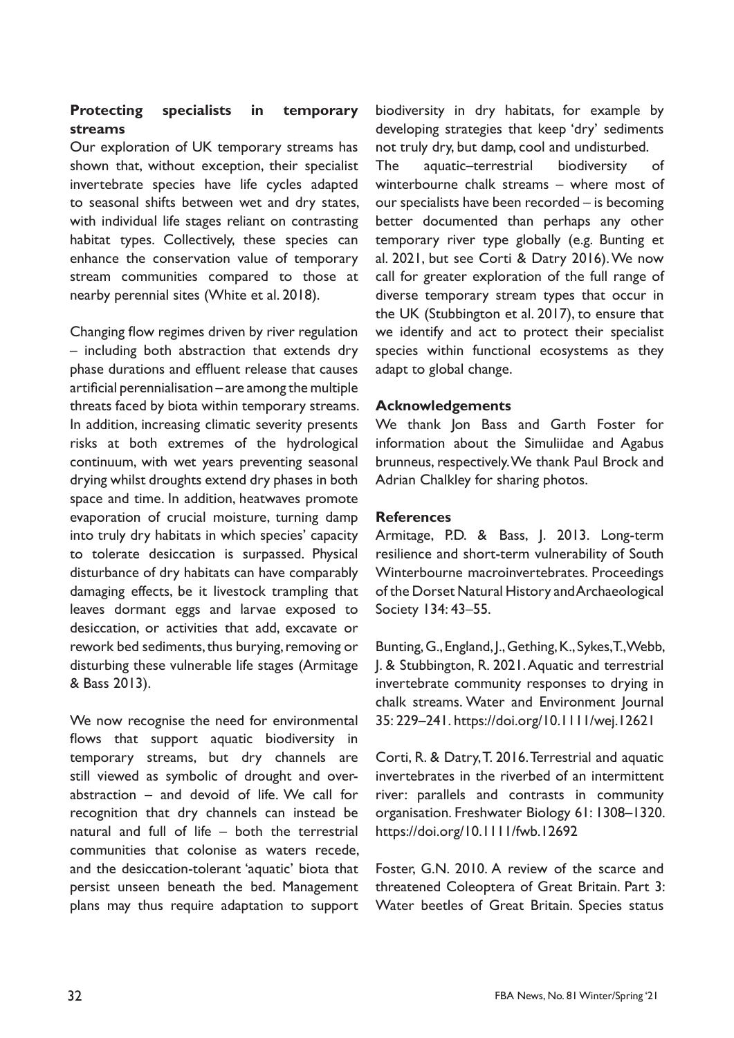### Protecting specialists in temporary streams

Our exploration of UK temporary streams has shown that, without exception, their specialist invertebrate species have life cycles adapted to seasonal shifts between wet and dry states, with individual life stages reliant on contrasting habitat types. Collectively, these species can enhance the conservation value of temporary stream communities compared to those at nearby perennial sites (White et al. 2018).

Changing flow regimes driven by river regulation – including both abstraction that extends dry phase durations and effluent release that causes artificial perennialisation – are among the multiple threats faced by biota within temporary streams. In addition, increasing climatic severity presents risks at both extremes of the hydrological continuum, with wet years preventing seasonal drying whilst droughts extend dry phases in both space and time. In addition, heatwaves promote evaporation of crucial moisture, turning damp into truly dry habitats in which species' capacity to tolerate desiccation is surpassed. Physical disturbance of dry habitats can have comparably damaging effects, be it livestock trampling that leaves dormant eggs and larvae exposed to desiccation, or activities that add, excavate or rework bed sediments, thus burying, removing or disturbing these vulnerable life stages (Armitage & Bass 2013).

We now recognise the need for environmental flows that support aquatic biodiversity in temporary streams, but dry channels are still viewed as symbolic of drought and over-abstraction – and devoid of life. We call for recognition that dry channels can instead be natural and full of life – both the terrestrial communities that colonise as waters recede, and the desiccation-tolerant 'aquatic' biota that persist unseen beneath the bed. Management plans may thus require adaptation to support biodiversity in dry habitats, for example by developing strategies that keep 'dry' sediments not truly dry, but damp, cool and undisturbed.

The aquatic–terrestrial biodiversity of winterbourne chalk streams – where most of our specialists have been recorded – is becoming better documented than perhaps any other temporary river type globally (e.g. Bunting et al. 2021, but see Corti & Datry 2016). We now call for greater exploration of the full range of diverse temporary stream types that occur in the UK (Stubbington et al. 2017), to ensure that we identify and act to protect their specialist species within functional ecosystems as they adapt to global change.

### Acknowledgements

We thank Jon Bass and Garth Foster for information about the Simuliidae and Agabus brunneus, respectively. We thank Paul Brock and Adrian Chalkley for sharing photos.

### References

Armitage, P.D. & Bass, J. 2013. Long-term resilience and short-term vulnerability of South Winterbourne macroinvertebrates. Proceedings of the Dorset Natural History and Archaeological Society 134: 43–55.

Bunting, G., England, J., Gething, K., Sykes, T., Webb, J. & Stubbington, R. 2021. Aquatic and terrestrial invertebrate community responses to drying in chalk streams. Water and Environment Journal 35: 229–241. https://doi.org/10.1111/wej.12621

Corti, R. & Datry, T. 2016. Terrestrial and aquatic invertebrates in the riverbed of an intermittent river: parallels and contrasts in community organisation. Freshwater Biology 61: 1308–1320. https://doi.org/10.1111/fwb.12692

Foster, G.N. 2010. A review of the scarce and threatened Coleoptera of Great Britain. Part 3: Water beetles of Great Britain. Species status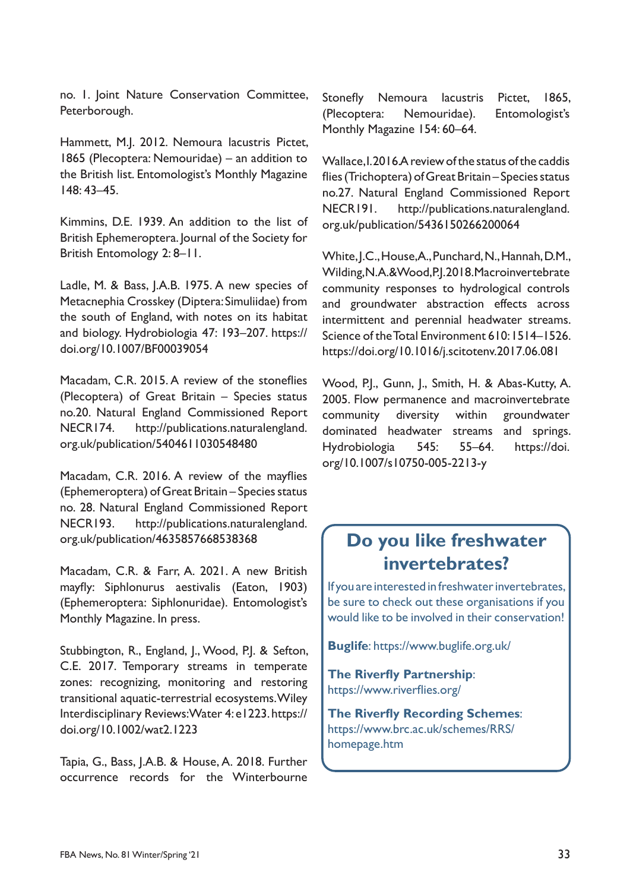no. 1. Joint Nature Conservation Committee, Peterborough.

Hammett, M.J. 2012. Nemoura lacustris Pictet, 1865 (Plecoptera: Nemouridae) – an addition to the British list. Entomologist's Monthly Magazine 148: 43–45.

Kimmins, D.E. 1939. An addition to the list of British Ephemeroptera. Journal of the Society for British Entomology 2: 8–11.

Ladle, M. & Bass, J.A.B. 1975. A new species of Metacnephia Crosskey (Diptera: Simuliidae) from the south of England, with notes on its habitat and biology. Hydrobiologia 47: 193–207. https://doi.org/10.1007/BF00039054

Macadam, C.R. 2015. A review of the stoneflies (Plecoptera) of Great Britain – Species status no.20. Natural England Commissioned Report NECR174. http://publications.naturalengland.org.uk/publication/5404611030548480

Macadam, C.R. 2016. A review of the mayflies (Ephemeroptera) of Great Britain – Species status no. 28. Natural England Commissioned Report NECR193. http://publications.naturalengland.org.uk/publication/4635857668538368

Macadam, C.R. & Farr, A. 2021. A new British mayfly: Siphlonurus aestivalis (Eaton, 1903) (Ephemeroptera: Siphlonuridae). Entomologist's Monthly Magazine. In press.

Stubbington, R., England, J., Wood, P.J. & Sefton, C.E. 2017. Temporary streams in temperate zones: recognizing, monitoring and restoring transitional aquatic-terrestrial ecosystems. Wiley Interdisciplinary Reviews: Water 4: e1223. https://doi.org/10.1002/wat2.1223

Tapia, G., Bass, J.A.B. & House, A. 2018. Further occurrence records for the Winterbourne Stonefly Nemoura lacustris Pictet, 1865, (Plecoptera: Nemouridae). Entomologist's Monthly Magazine 154: 60–64.

Wallace, I. 2016. A review of the status of the caddis flies (Trichoptera) of Great Britain – Species status no.27. Natural England Commissioned Report NECR191. http://publications.naturalengland.org.uk/publication/5436150266200064

White, J.C., House, A., Punchard, N., Hannah, D.M., Wilding, N.A. & Wood, P.J. 2018. Macroinvertebrate community responses to hydrological controls and groundwater abstraction effects across intermittent and perennial headwater streams. Science of the Total Environment 610: 1514–1526. https://doi.org/10.1016/j.scitotenv.2017.06.081

Wood, P.J., Gunn, J., Smith, H. & Abas-Kutty, A. 2005. Flow permanence and macroinvertebrate community diversity within groundwater dominated headwater streams and springs. Hydrobiologia 545: 55–64. https://doi.org/10.1007/s10750-005-2213-y

## Do you like freshwater invertebrates?

If you are interested in freshwater invertebrates, be sure to check out these organisations if you would like to be involved in their conservation!

**Buglife**: https://www.buglife.org.uk/

**The Riverfly Partnership**: https://www.riverflies.org/

**The Riverfly Recording Schemes**: https://www.brc.ac.uk/schemes/RRS/homepage.htm